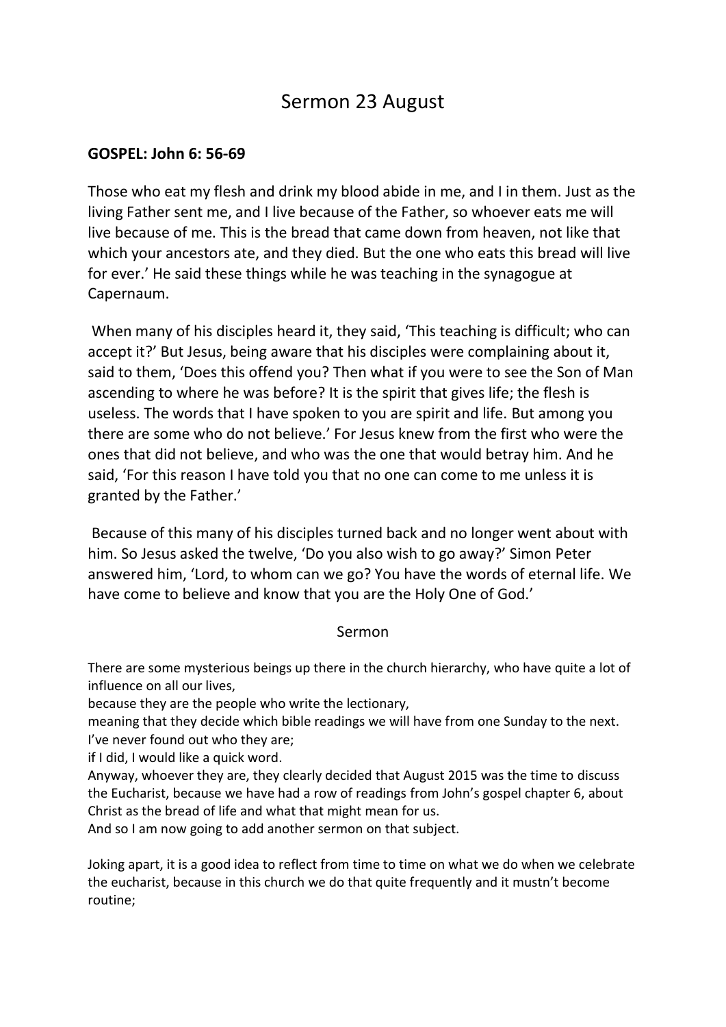# Sermon 23 August

**GOSPEL: John 6: 56-69**

Those who eat my flesh and drink my blood abide in me, and I in them. Just as the living Father sent me, and I live because of the Father, so whoever eats me will live because of me. This is the bread that came down from heaven, not like that which your ancestors ate, and they died. But the one who eats this bread will live for ever.' He said these things while he was teaching in the synagogue at Capernaum.

When many of his disciples heard it, they said, 'This teaching is difficult; who can accept it?' But Jesus, being aware that his disciples were complaining about it, said to them, 'Does this offend you? Then what if you were to see the Son of Man ascending to where he was before? It is the spirit that gives life; the flesh is useless. The words that I have spoken to you are spirit and life. But among you there are some who do not believe.' For Jesus knew from the first who were the ones that did not believe, and who was the one that would betray him. And he said, 'For this reason I have told you that no one can come to me unless it is granted by the Father.'

Because of this many of his disciples turned back and no longer went about with him. So Jesus asked the twelve, 'Do you also wish to go away?' Simon Peter answered him, 'Lord, to whom can we go? You have the words of eternal life. We have come to believe and know that you are the Holy One of God.'

## Sermon

There are some mysterious beings up there in the church hierarchy, who have quite a lot of influence on all our lives,
because they are the people who write the lectionary,
meaning that they decide which bible readings we will have from one Sunday to the next.
I've never found out who they are;
if I did, I would like a quick word.
Anyway, whoever they are, they clearly decided that August 2015 was the time to discuss the Eucharist, because we have had a row of readings from John's gospel chapter 6, about Christ as the bread of life and what that might mean for us.
And so I am now going to add another sermon on that subject.

Joking apart, it is a good idea to reflect from time to time on what we do when we celebrate the eucharist, because in this church we do that quite frequently and it mustn't become routine;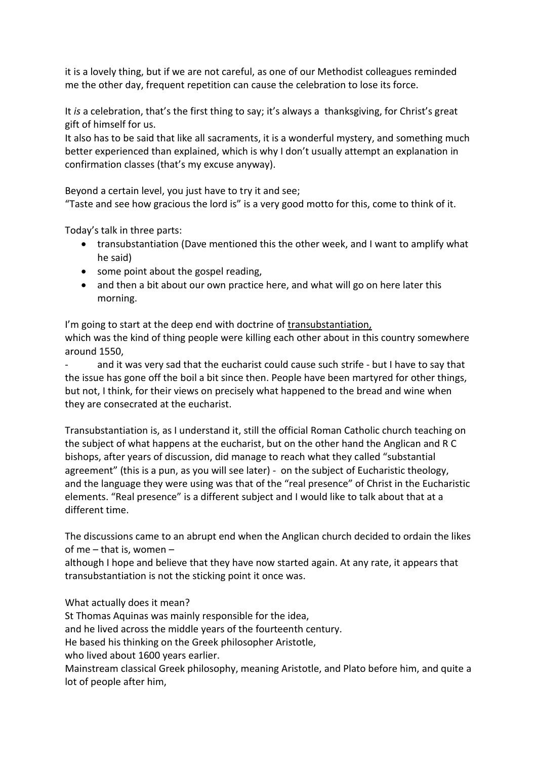it is a lovely thing, but if we are not careful, as one of our Methodist colleagues reminded me the other day, frequent repetition can cause the celebration to lose its force.

It *is* a celebration, that's the first thing to say; it's always a thanksgiving, for Christ's great gift of himself for us.
It also has to be said that like all sacraments, it is a wonderful mystery, and something much better experienced than explained, which is why I don't usually attempt an explanation in confirmation classes (that's my excuse anyway).

Beyond a certain level, you just have to try it and see;
"Taste and see how gracious the lord is" is a very good motto for this, come to think of it.

Today's talk in three parts:

- transubstantiation (Dave mentioned this the other week, and I want to amplify what he said)
- some point about the gospel reading,
- and then a bit about our own practice here, and what will go on here later this morning.

I'm going to start at the deep end with doctrine of <u>transubstantiation,</u>
which was the kind of thing people were killing each other about in this country somewhere around 1550,

- and it was very sad that the eucharist could cause such strife - but I have to say that the issue has gone off the boil a bit since then. People have been martyred for other things, but not, I think, for their views on precisely what happened to the bread and wine when they are consecrated at the eucharist.

Transubstantiation is, as I understand it, still the official Roman Catholic church teaching on the subject of what happens at the eucharist, but on the other hand the Anglican and R C bishops, after years of discussion, did manage to reach what they called "substantial agreement" (this is a pun, as you will see later) - on the subject of Eucharistic theology, and the language they were using was that of the "real presence" of Christ in the Eucharistic elements. "Real presence" is a different subject and I would like to talk about that at a different time.

The discussions came to an abrupt end when the Anglican church decided to ordain the likes of me – that is, women –
although I hope and believe that they have now started again. At any rate, it appears that transubstantiation is not the sticking point it once was.

What actually does it mean?
St Thomas Aquinas was mainly responsible for the idea,
and he lived across the middle years of the fourteenth century.
He based his thinking on the Greek philosopher Aristotle,
who lived about 1600 years earlier.
Mainstream classical Greek philosophy, meaning Aristotle, and Plato before him, and quite a lot of people after him,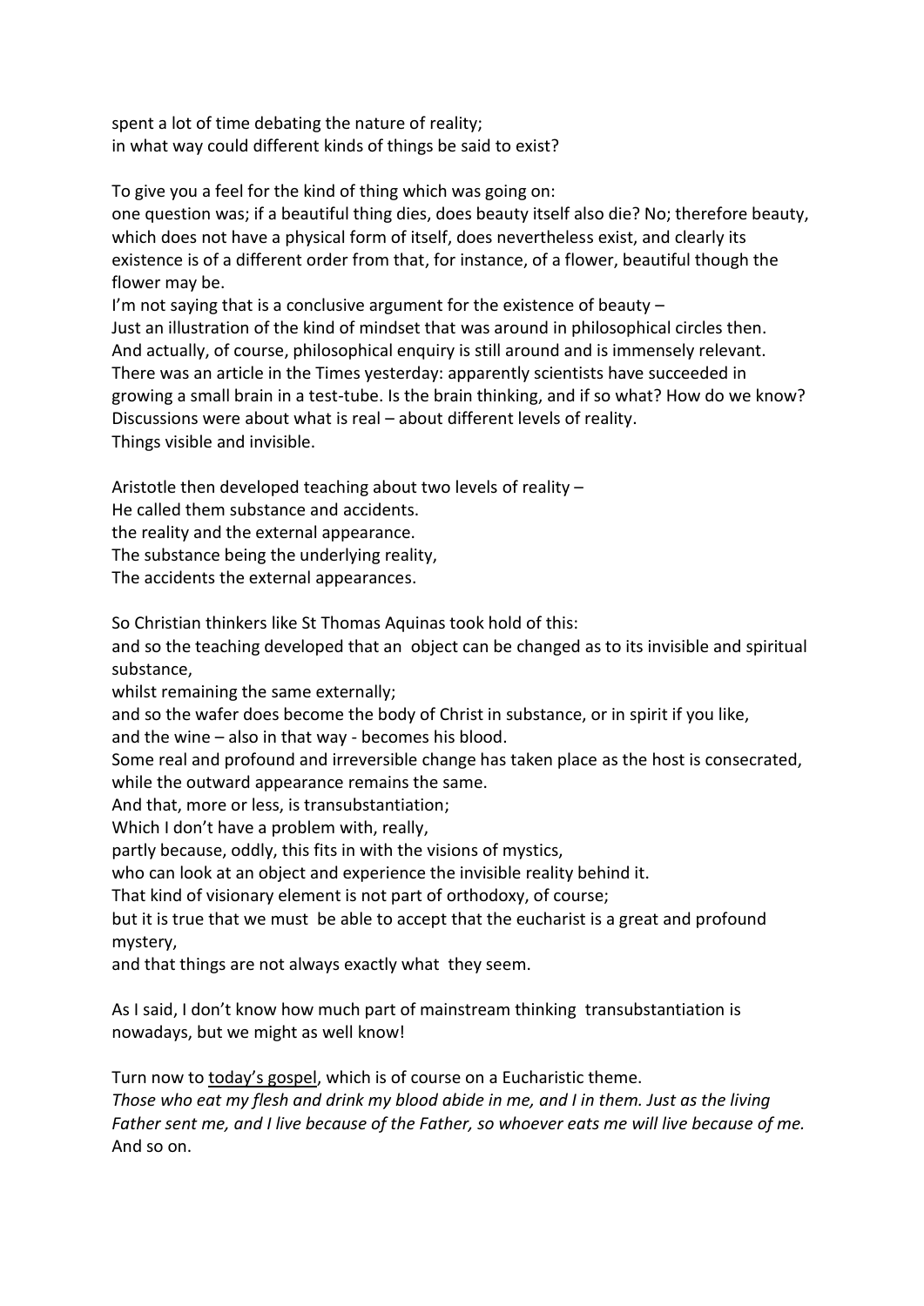spent a lot of time debating the nature of reality;
in what way could different kinds of things be said to exist?

To give you a feel for the kind of thing which was going on:
one question was; if a beautiful thing dies, does beauty itself also die? No; therefore beauty, which does not have a physical form of itself, does nevertheless exist, and clearly its existence is of a different order from that, for instance, of a flower, beautiful though the flower may be.
I'm not saying that is a conclusive argument for the existence of beauty –
Just an illustration of the kind of mindset that was around in philosophical circles then.
And actually, of course, philosophical enquiry is still around and is immensely relevant.
There was an article in the Times yesterday: apparently scientists have succeeded in growing a small brain in a test-tube. Is the brain thinking, and if so what? How do we know?
Discussions were about what is real – about different levels of reality.
Things visible and invisible.

Aristotle then developed teaching about two levels of reality –
He called them substance and accidents.
the reality and the external appearance.
The substance being the underlying reality,
The accidents the external appearances.

So Christian thinkers like St Thomas Aquinas took hold of this:
and so the teaching developed that an object can be changed as to its invisible and spiritual substance,
whilst remaining the same externally;
and so the wafer does become the body of Christ in substance, or in spirit if you like,
and the wine – also in that way - becomes his blood.
Some real and profound and irreversible change has taken place as the host is consecrated, while the outward appearance remains the same.
And that, more or less, is transubstantiation;
Which I don't have a problem with, really,
partly because, oddly, this fits in with the visions of mystics,
who can look at an object and experience the invisible reality behind it.
That kind of visionary element is not part of orthodoxy, of course;
but it is true that we must be able to accept that the eucharist is a great and profound mystery,
and that things are not always exactly what they seem.

As I said, I don't know how much part of mainstream thinking transubstantiation is nowadays, but we might as well know!

Turn now to today's gospel, which is of course on a Eucharistic theme.
*Those who eat my flesh and drink my blood abide in me, and I in them. Just as the living Father sent me, and I live because of the Father, so whoever eats me will live because of me.*
And so on.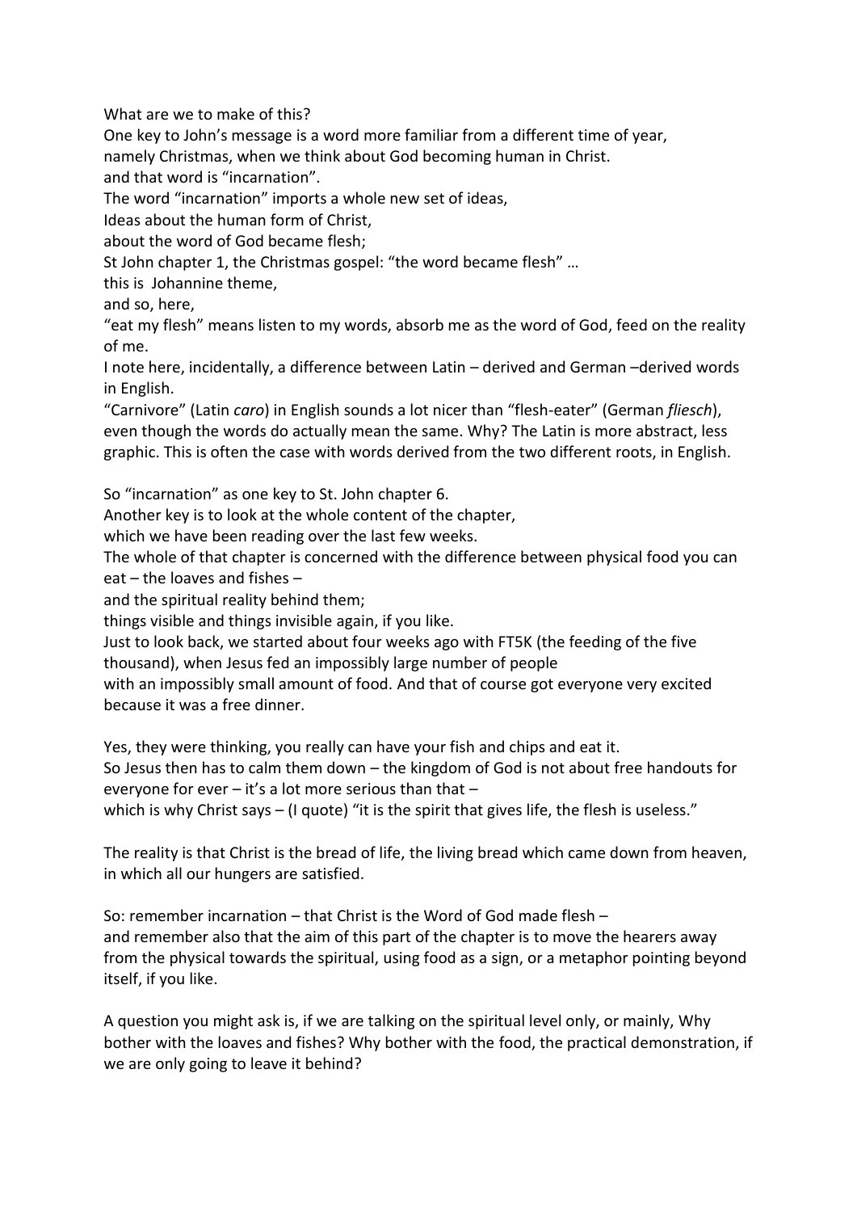What are we to make of this?
One key to John's message is a word more familiar from a different time of year,
namely Christmas, when we think about God becoming human in Christ.
and that word is "incarnation".
The word "incarnation" imports a whole new set of ideas,
Ideas about the human form of Christ,
about the word of God became flesh;
St John chapter 1, the Christmas gospel: "the word became flesh" …
this is Johannine theme,
and so, here,
"eat my flesh" means listen to my words, absorb me as the word of God, feed on the reality of me.
I note here, incidentally, a difference between Latin – derived and German –derived words in English.
"Carnivore" (Latin *caro*) in English sounds a lot nicer than "flesh-eater" (German *fliesch*), even though the words do actually mean the same. Why? The Latin is more abstract, less graphic. This is often the case with words derived from the two different roots, in English.

So "incarnation" as one key to St. John chapter 6.
Another key is to look at the whole content of the chapter,
which we have been reading over the last few weeks.
The whole of that chapter is concerned with the difference between physical food you can eat – the loaves and fishes –
and the spiritual reality behind them;
things visible and things invisible again, if you like.
Just to look back, we started about four weeks ago with FT5K (the feeding of the five thousand), when Jesus fed an impossibly large number of people
with an impossibly small amount of food. And that of course got everyone very excited because it was a free dinner.

Yes, they were thinking, you really can have your fish and chips and eat it.
So Jesus then has to calm them down – the kingdom of God is not about free handouts for everyone for ever – it's a lot more serious than that –
which is why Christ says – (I quote) "it is the spirit that gives life, the flesh is useless."

The reality is that Christ is the bread of life, the living bread which came down from heaven, in which all our hungers are satisfied.

So: remember incarnation – that Christ is the Word of God made flesh –
and remember also that the aim of this part of the chapter is to move the hearers away from the physical towards the spiritual, using food as a sign, or a metaphor pointing beyond itself, if you like.

A question you might ask is, if we are talking on the spiritual level only, or mainly, Why bother with the loaves and fishes? Why bother with the food, the practical demonstration, if we are only going to leave it behind?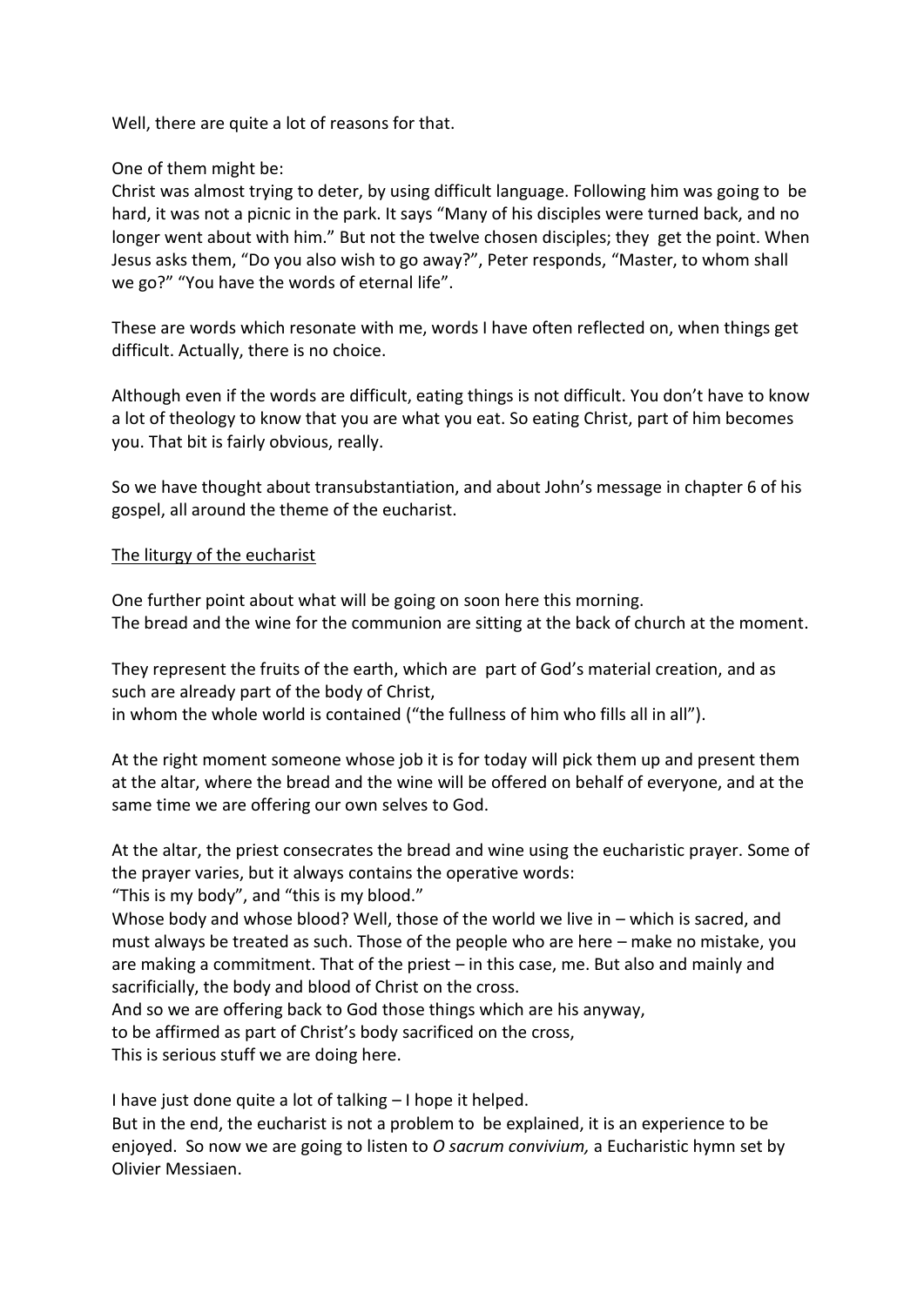Well, there are quite a lot of reasons for that.

One of them might be:
Christ was almost trying to deter, by using difficult language. Following him was going to be hard, it was not a picnic in the park. It says "Many of his disciples were turned back, and no longer went about with him." But not the twelve chosen disciples; they get the point. When Jesus asks them, "Do you also wish to go away?", Peter responds, "Master, to whom shall we go?" "You have the words of eternal life".

These are words which resonate with me, words I have often reflected on, when things get difficult. Actually, there is no choice.

Although even if the words are difficult, eating things is not difficult. You don't have to know a lot of theology to know that you are what you eat. So eating Christ, part of him becomes you. That bit is fairly obvious, really.

So we have thought about transubstantiation, and about John's message in chapter 6 of his gospel, all around the theme of the eucharist.

<u>The liturgy of the eucharist</u>

One further point about what will be going on soon here this morning.
The bread and the wine for the communion are sitting at the back of church at the moment.

They represent the fruits of the earth, which are part of God's material creation, and as such are already part of the body of Christ,
in whom the whole world is contained ("the fullness of him who fills all in all").

At the right moment someone whose job it is for today will pick them up and present them at the altar, where the bread and the wine will be offered on behalf of everyone, and at the same time we are offering our own selves to God.

At the altar, the priest consecrates the bread and wine using the eucharistic prayer. Some of the prayer varies, but it always contains the operative words:
"This is my body", and "this is my blood."
Whose body and whose blood? Well, those of the world we live in – which is sacred, and must always be treated as such. Those of the people who are here – make no mistake, you are making a commitment. That of the priest – in this case, me. But also and mainly and sacrificially, the body and blood of Christ on the cross.
And so we are offering back to God those things which are his anyway,
to be affirmed as part of Christ's body sacrificed on the cross,
This is serious stuff we are doing here.

I have just done quite a lot of talking – I hope it helped.
But in the end, the eucharist is not a problem to be explained, it is an experience to be enjoyed. So now we are going to listen to *O sacrum convivium,* a Eucharistic hymn set by Olivier Messiaen.